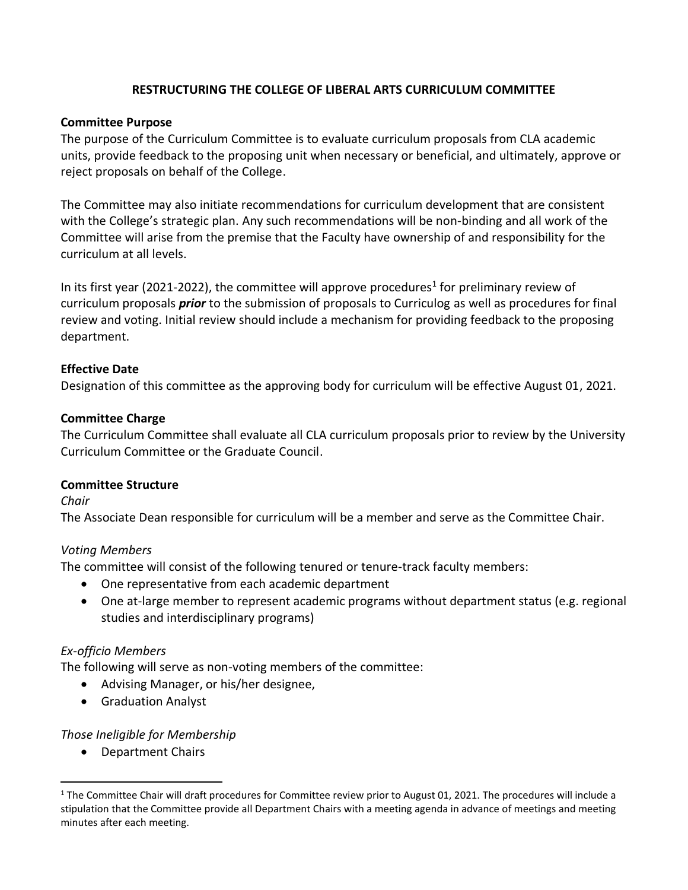# RESTRUCTURING THE COLLEGE OF LIBERAL ARTS CURRICULUM COMMITTEE

## Committee Purpose

The purpose of the Curriculum Committee is to evaluate curriculum proposals from CLA academic units, provide feedback to the proposing unit when necessary or beneficial, and ultimately, approve or reject proposals on behalf of the College.

The Committee may also initiate recommendations for curriculum development that are consistent with the College's strategic plan. Any such recommendations will be non-binding and all work of the Committee will arise from the premise that the Faculty have ownership of and responsibility for the curriculum at all levels.

In its first year (2021-2022), the committee will approve procedures[1] for preliminary review of curriculum proposals ***prior*** to the submission of proposals to Curriculog as well as procedures for final review and voting. Initial review should include a mechanism for providing feedback to the proposing department.

## Effective Date

Designation of this committee as the approving body for curriculum will be effective August 01, 2021.

## Committee Charge

The Curriculum Committee shall evaluate all CLA curriculum proposals prior to review by the University Curriculum Committee or the Graduate Council.

## Committee Structure

*Chair*

The Associate Dean responsible for curriculum will be a member and serve as the Committee Chair.

*Voting Members*

The committee will consist of the following tenured or tenure-track faculty members:

- One representative from each academic department
- One at-large member to represent academic programs without department status (e.g. regional studies and interdisciplinary programs)

*Ex-officio Members*

The following will serve as non-voting members of the committee:

- Advising Manager, or his/her designee,
- Graduation Analyst

*Those Ineligible for Membership*

- Department Chairs

---

[1] The Committee Chair will draft procedures for Committee review prior to August 01, 2021. The procedures will include a stipulation that the Committee provide all Department Chairs with a meeting agenda in advance of meetings and meeting minutes after each meeting.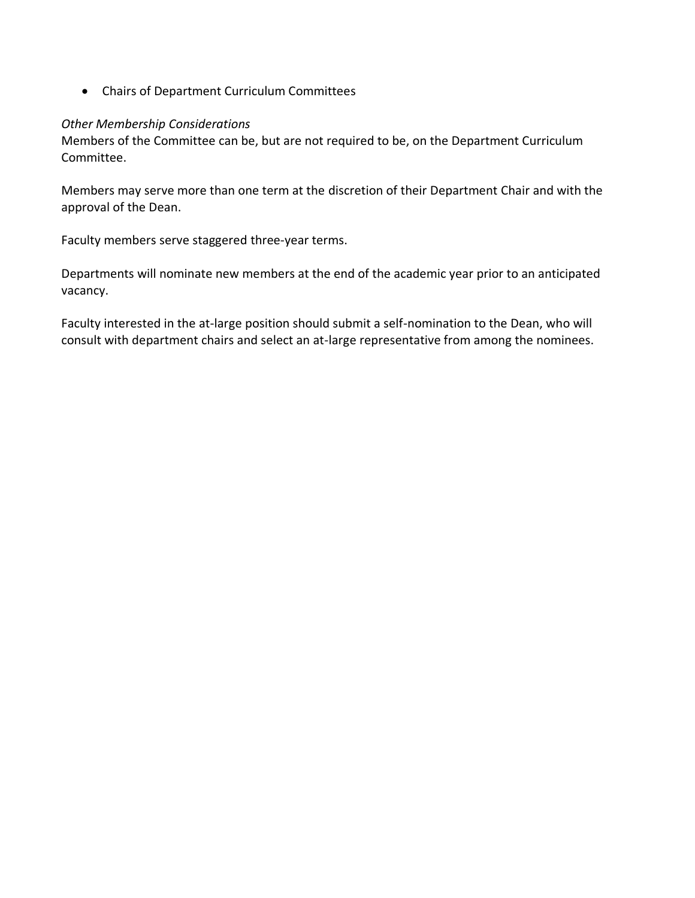- Chairs of Department Curriculum Committees

*Other Membership Considerations*

Members of the Committee can be, but are not required to be, on the Department Curriculum Committee.

Members may serve more than one term at the discretion of their Department Chair and with the approval of the Dean.

Faculty members serve staggered three-year terms.

Departments will nominate new members at the end of the academic year prior to an anticipated vacancy.

Faculty interested in the at-large position should submit a self-nomination to the Dean, who will consult with department chairs and select an at-large representative from among the nominees.